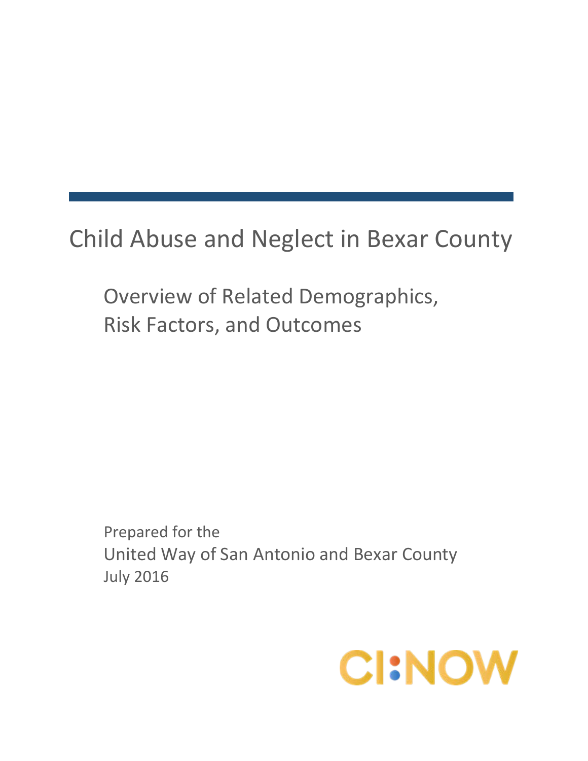# Child Abuse and Neglect in Bexar County

## Overview of Related Demographics, Risk Factors, and Outcomes

Prepared for the

United Way of San Antonio and Bexar County

July 2016

CI:NOW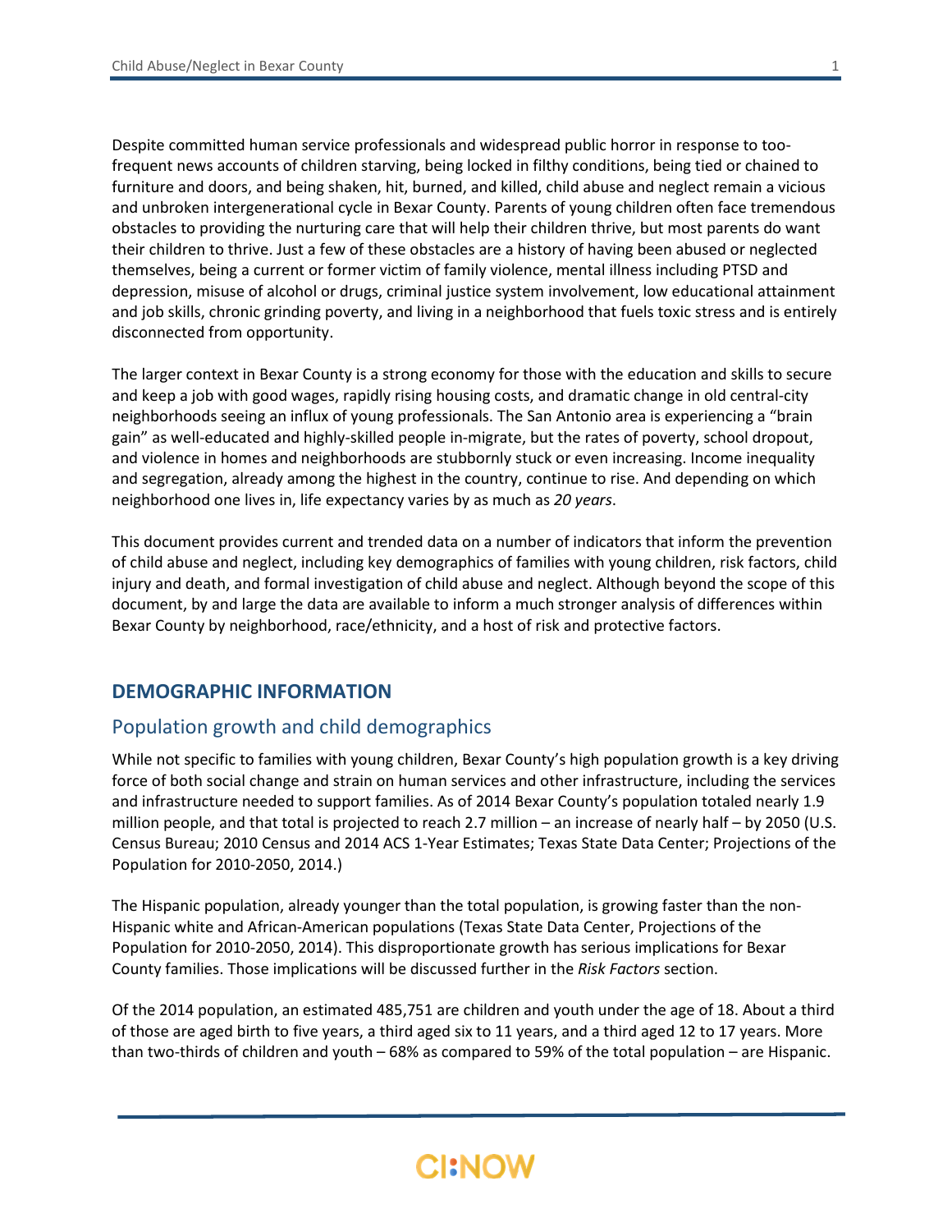Despite committed human service professionals and widespread public horror in response to too-frequent news accounts of children starving, being locked in filthy conditions, being tied or chained to furniture and doors, and being shaken, hit, burned, and killed, child abuse and neglect remain a vicious and unbroken intergenerational cycle in Bexar County. Parents of young children often face tremendous obstacles to providing the nurturing care that will help their children thrive, but most parents do want their children to thrive. Just a few of these obstacles are a history of having been abused or neglected themselves, being a current or former victim of family violence, mental illness including PTSD and depression, misuse of alcohol or drugs, criminal justice system involvement, low educational attainment and job skills, chronic grinding poverty, and living in a neighborhood that fuels toxic stress and is entirely disconnected from opportunity.

The larger context in Bexar County is a strong economy for those with the education and skills to secure and keep a job with good wages, rapidly rising housing costs, and dramatic change in old central-city neighborhoods seeing an influx of young professionals. The San Antonio area is experiencing a "brain gain" as well-educated and highly-skilled people in-migrate, but the rates of poverty, school dropout, and violence in homes and neighborhoods are stubbornly stuck or even increasing. Income inequality and segregation, already among the highest in the country, continue to rise. And depending on which neighborhood one lives in, life expectancy varies by as much as *20 years*.

This document provides current and trended data on a number of indicators that inform the prevention of child abuse and neglect, including key demographics of families with young children, risk factors, child injury and death, and formal investigation of child abuse and neglect. Although beyond the scope of this document, by and large the data are available to inform a much stronger analysis of differences within Bexar County by neighborhood, race/ethnicity, and a host of risk and protective factors.

## DEMOGRAPHIC INFORMATION

### Population growth and child demographics

While not specific to families with young children, Bexar County's high population growth is a key driving force of both social change and strain on human services and other infrastructure, including the services and infrastructure needed to support families. As of 2014 Bexar County's population totaled nearly 1.9 million people, and that total is projected to reach 2.7 million – an increase of nearly half – by 2050 (U.S. Census Bureau; 2010 Census and 2014 ACS 1-Year Estimates; Texas State Data Center; Projections of the Population for 2010-2050, 2014.)

The Hispanic population, already younger than the total population, is growing faster than the non-Hispanic white and African-American populations (Texas State Data Center, Projections of the Population for 2010-2050, 2014). This disproportionate growth has serious implications for Bexar County families. Those implications will be discussed further in the *Risk Factors* section.

Of the 2014 population, an estimated 485,751 are children and youth under the age of 18. About a third of those are aged birth to five years, a third aged six to 11 years, and a third aged 12 to 17 years. More than two-thirds of children and youth – 68% as compared to 59% of the total population – are Hispanic.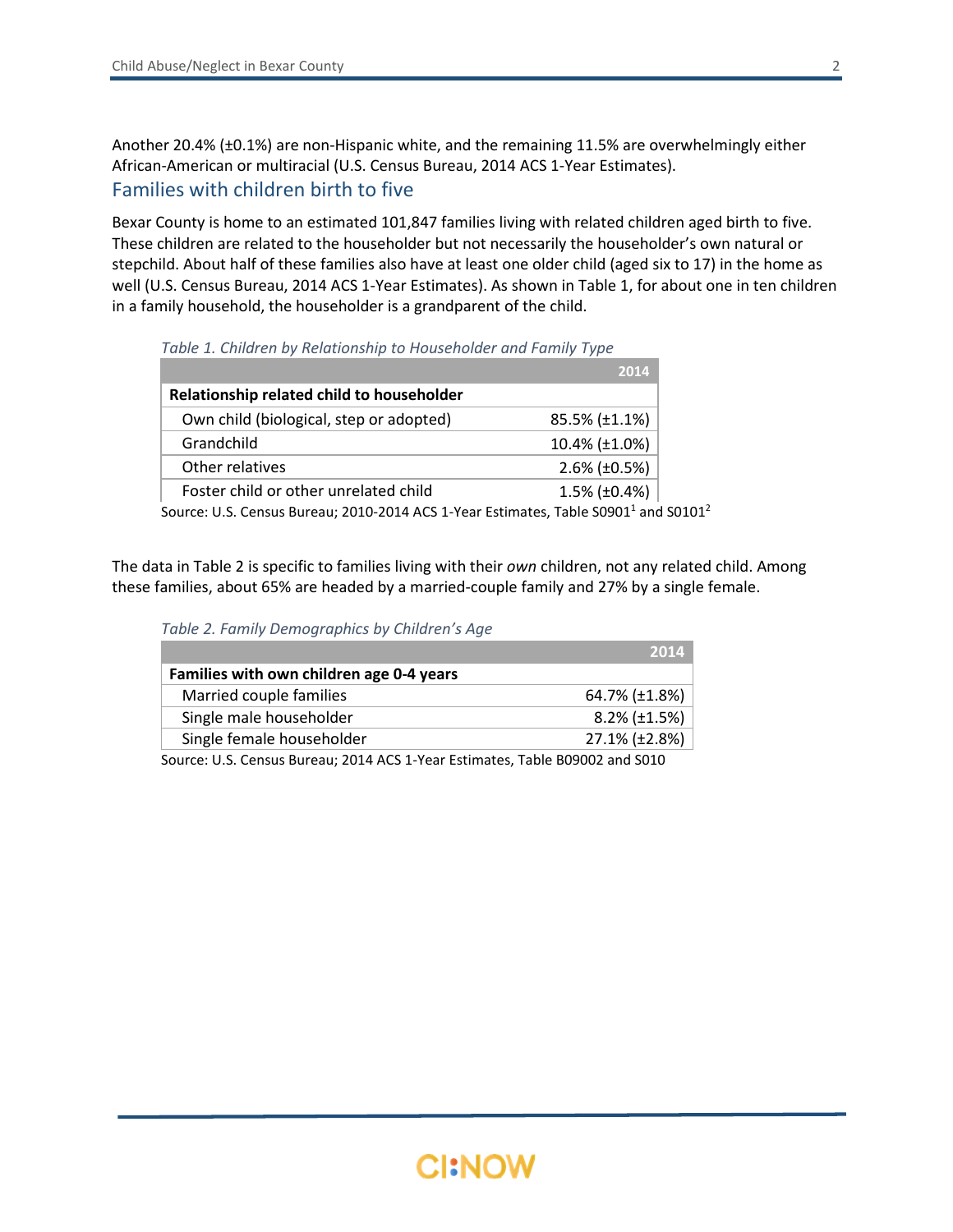Another 20.4% (±0.1%) are non-Hispanic white, and the remaining 11.5% are overwhelmingly either African-American or multiracial (U.S. Census Bureau, 2014 ACS 1-Year Estimates).

## Families with children birth to five

Bexar County is home to an estimated 101,847 families living with related children aged birth to five. These children are related to the householder but not necessarily the householder's own natural or stepchild. About half of these families also have at least one older child (aged six to 17) in the home as well (U.S. Census Bureau, 2014 ACS 1-Year Estimates). As shown in Table 1, for about one in ten children in a family household, the householder is a grandparent of the child.

*Table 1. Children by Relationship to Householder and Family Type*

| | 2014 |
|---|---|
| **Relationship related child to householder** | |
| Own child (biological, step or adopted) | 85.5% (±1.1%) |
| Grandchild | 10.4% (±1.0%) |
| Other relatives | 2.6% (±0.5%) |
| Foster child or other unrelated child | 1.5% (±0.4%) |

Source: U.S. Census Bureau; 2010-2014 ACS 1-Year Estimates, Table S0901[1] and S0101[2]

The data in Table 2 is specific to families living with their *own* children, not any related child. Among these families, about 65% are headed by a married-couple family and 27% by a single female.

*Table 2. Family Demographics by Children's Age*

| | 2014 |
|---|---|
| **Families with own children age 0-4 years** | |
| Married couple families | 64.7% (±1.8%) |
| Single male householder | 8.2% (±1.5%) |
| Single female householder | 27.1% (±2.8%) |

Source: U.S. Census Bureau; 2014 ACS 1-Year Estimates, Table B09002 and S010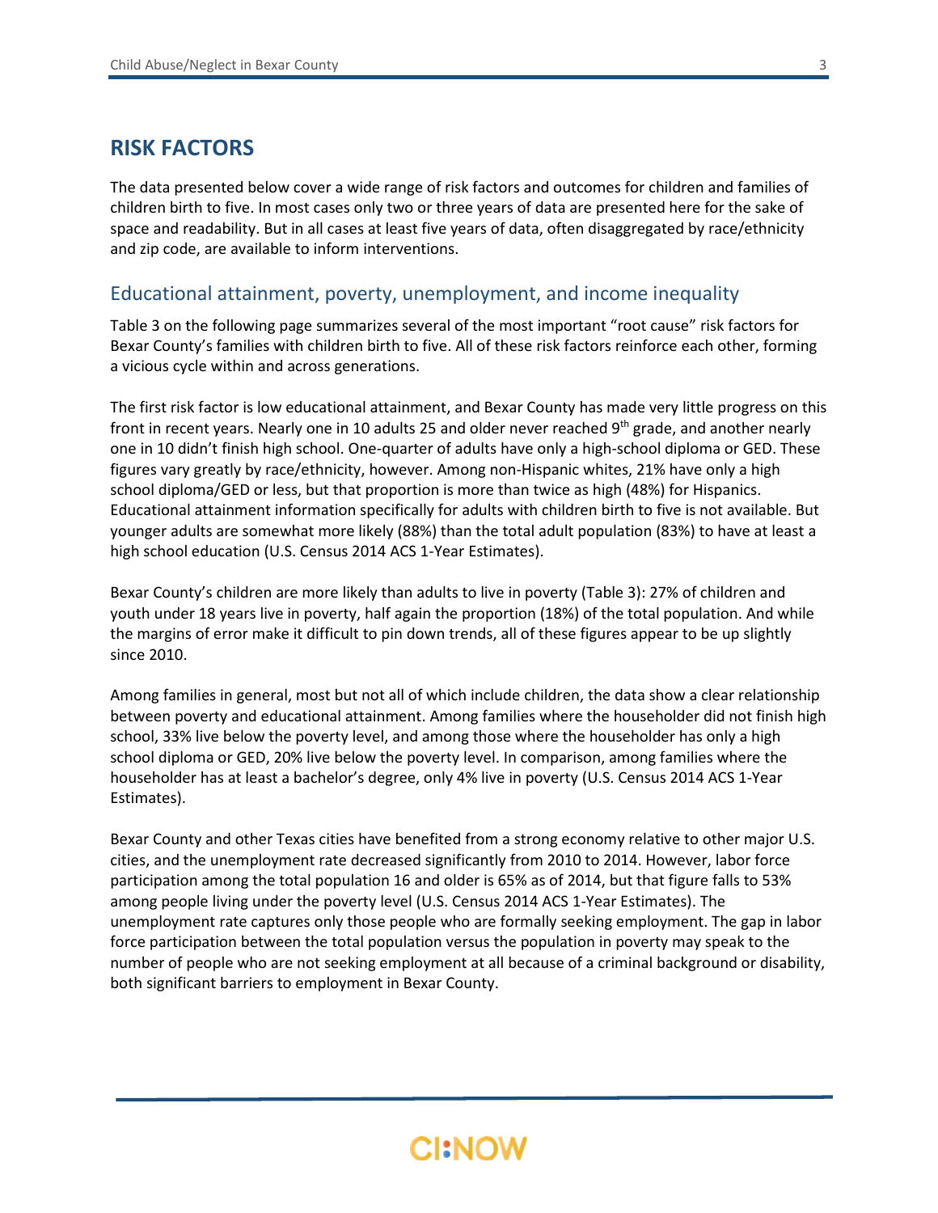## RISK FACTORS

The data presented below cover a wide range of risk factors and outcomes for children and families of children birth to five. In most cases only two or three years of data are presented here for the sake of space and readability. But in all cases at least five years of data, often disaggregated by race/ethnicity and zip code, are available to inform interventions.

### Educational attainment, poverty, unemployment, and income inequality

Table 3 on the following page summarizes several of the most important "root cause" risk factors for Bexar County's families with children birth to five. All of these risk factors reinforce each other, forming a vicious cycle within and across generations.

The first risk factor is low educational attainment, and Bexar County has made very little progress on this front in recent years. Nearly one in 10 adults 25 and older never reached 9th grade, and another nearly one in 10 didn't finish high school. One-quarter of adults have only a high-school diploma or GED. These figures vary greatly by race/ethnicity, however. Among non-Hispanic whites, 21% have only a high school diploma/GED or less, but that proportion is more than twice as high (48%) for Hispanics. Educational attainment information specifically for adults with children birth to five is not available. But younger adults are somewhat more likely (88%) than the total adult population (83%) to have at least a high school education (U.S. Census 2014 ACS 1-Year Estimates).

Bexar County's children are more likely than adults to live in poverty (Table 3): 27% of children and youth under 18 years live in poverty, half again the proportion (18%) of the total population. And while the margins of error make it difficult to pin down trends, all of these figures appear to be up slightly since 2010.

Among families in general, most but not all of which include children, the data show a clear relationship between poverty and educational attainment. Among families where the householder did not finish high school, 33% live below the poverty level, and among those where the householder has only a high school diploma or GED, 20% live below the poverty level. In comparison, among families where the householder has at least a bachelor's degree, only 4% live in poverty (U.S. Census 2014 ACS 1-Year Estimates).

Bexar County and other Texas cities have benefited from a strong economy relative to other major U.S. cities, and the unemployment rate decreased significantly from 2010 to 2014. However, labor force participation among the total population 16 and older is 65% as of 2014, but that figure falls to 53% among people living under the poverty level (U.S. Census 2014 ACS 1-Year Estimates). The unemployment rate captures only those people who are formally seeking employment. The gap in labor force participation between the total population versus the population in poverty may speak to the number of people who are not seeking employment at all because of a criminal background or disability, both significant barriers to employment in Bexar County.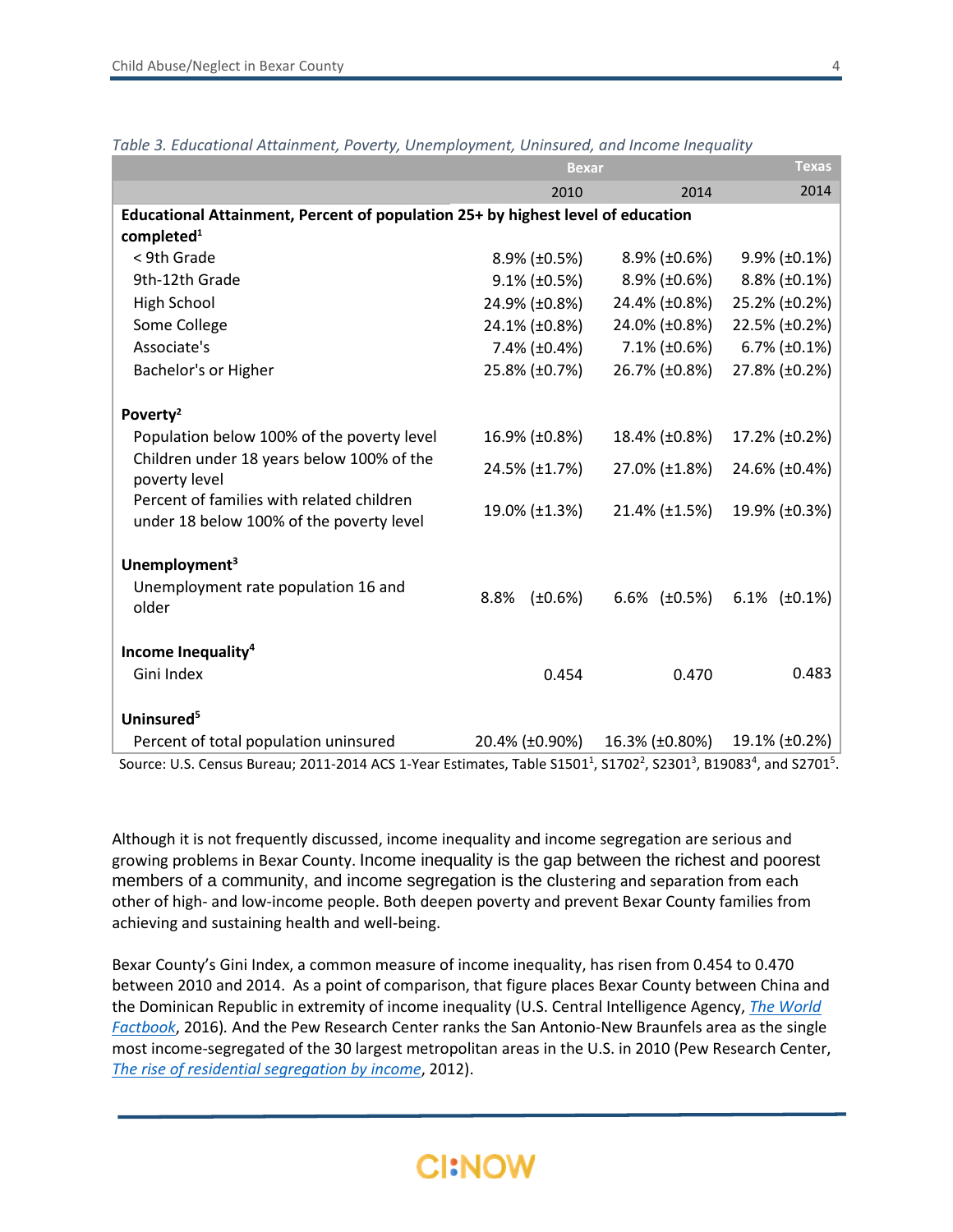*Table 3. Educational Attainment, Poverty, Unemployment, Uninsured, and Income Inequality*

| | Bexar | | Texas |
|---|---|---|---|
| | 2010 | 2014 | 2014 |
| **Educational Attainment, Percent of population 25+ by highest level of education completed[1]** | | | |
| < 9th Grade | 8.9% (±0.5%) | 8.9% (±0.6%) | 9.9% (±0.1%) |
| 9th-12th Grade | 9.1% (±0.5%) | 8.9% (±0.6%) | 8.8% (±0.1%) |
| High School | 24.9% (±0.8%) | 24.4% (±0.8%) | 25.2% (±0.2%) |
| Some College | 24.1% (±0.8%) | 24.0% (±0.8%) | 22.5% (±0.2%) |
| Associate's | 7.4% (±0.4%) | 7.1% (±0.6%) | 6.7% (±0.1%) |
| Bachelor's or Higher | 25.8% (±0.7%) | 26.7% (±0.8%) | 27.8% (±0.2%) |
| **Poverty[2]** | | | |
| Population below 100% of the poverty level | 16.9% (±0.8%) | 18.4% (±0.8%) | 17.2% (±0.2%) |
| Children under 18 years below 100% of the poverty level | 24.5% (±1.7%) | 27.0% (±1.8%) | 24.6% (±0.4%) |
| Percent of families with related children under 18 below 100% of the poverty level | 19.0% (±1.3%) | 21.4% (±1.5%) | 19.9% (±0.3%) |
| **Unemployment[3]** | | | |
| Unemployment rate population 16 and older | 8.8% (±0.6%) | 6.6% (±0.5%) | 6.1% (±0.1%) |
| **Income Inequality[4]** | | | |
| Gini Index | 0.454 | 0.470 | 0.483 |
| **Uninsured[5]** | | | |
| Percent of total population uninsured | 20.4% (±0.90%) | 16.3% (±0.80%) | 19.1% (±0.2%) |

Source: U.S. Census Bureau; 2011-2014 ACS 1-Year Estimates, Table S1501[1], S1702[2], S2301[3], B19083[4], and S2701[5].

Although it is not frequently discussed, income inequality and income segregation are serious and growing problems in Bexar County. Income inequality is the gap between the richest and poorest members of a community, and income segregation is the clustering and separation from each other of high- and low-income people. Both deepen poverty and prevent Bexar County families from achieving and sustaining health and well-being.

Bexar County's Gini Index, a common measure of income inequality, has risen from 0.454 to 0.470 between 2010 and 2014. As a point of comparison, that figure places Bexar County between China and the Dominican Republic in extremity of income inequality (U.S. Central Intelligence Agency, *The World Factbook*, 2016). And the Pew Research Center ranks the San Antonio-New Braunfels area as the single most income-segregated of the 30 largest metropolitan areas in the U.S. in 2010 (Pew Research Center, *The rise of residential segregation by income*, 2012).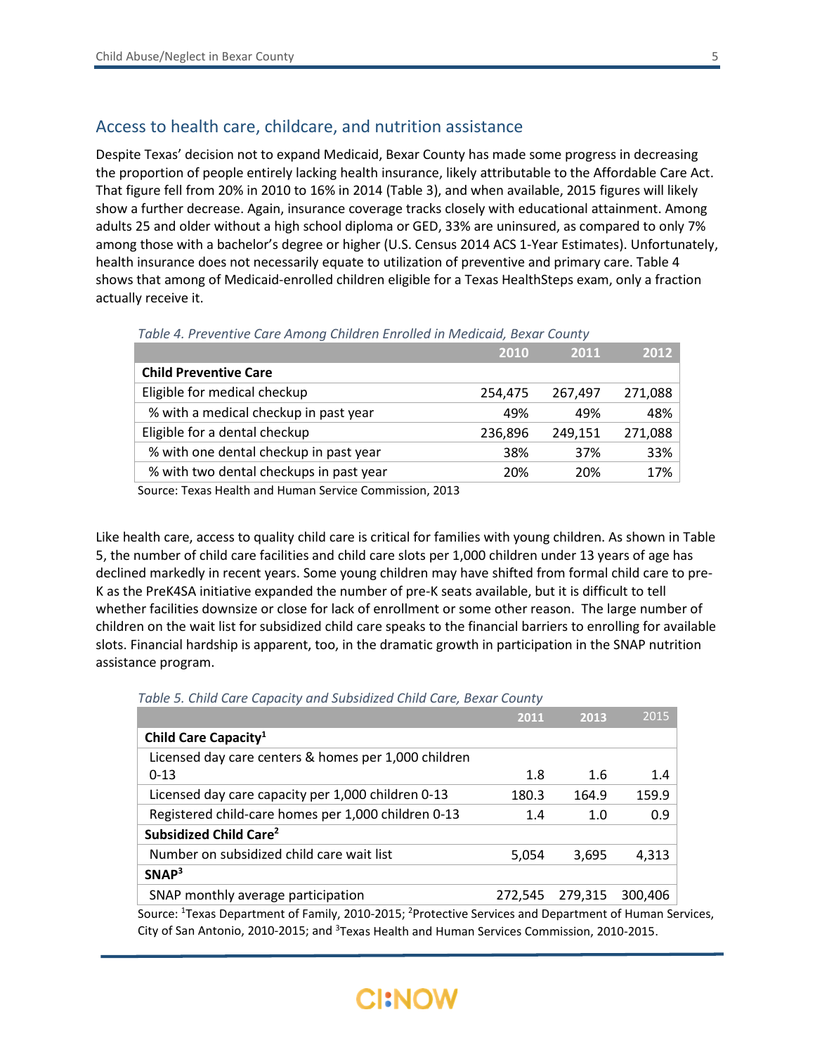## Access to health care, childcare, and nutrition assistance

Despite Texas' decision not to expand Medicaid, Bexar County has made some progress in decreasing the proportion of people entirely lacking health insurance, likely attributable to the Affordable Care Act. That figure fell from 20% in 2010 to 16% in 2014 (Table 3), and when available, 2015 figures will likely show a further decrease. Again, insurance coverage tracks closely with educational attainment. Among adults 25 and older without a high school diploma or GED, 33% are uninsured, as compared to only 7% among those with a bachelor's degree or higher (U.S. Census 2014 ACS 1-Year Estimates). Unfortunately, health insurance does not necessarily equate to utilization of preventive and primary care. Table 4 shows that among of Medicaid-enrolled children eligible for a Texas HealthSteps exam, only a fraction actually receive it.

*Table 4. Preventive Care Among Children Enrolled in Medicaid, Bexar County*

| | 2010 | 2011 | 2012 |
|---|---|---|---|
| **Child Preventive Care** | | | |
| Eligible for medical checkup | 254,475 | 267,497 | 271,088 |
| % with a medical checkup in past year | 49% | 49% | 48% |
| Eligible for a dental checkup | 236,896 | 249,151 | 271,088 |
| % with one dental checkup in past year | 38% | 37% | 33% |
| % with two dental checkups in past year | 20% | 20% | 17% |

Source: Texas Health and Human Service Commission, 2013

Like health care, access to quality child care is critical for families with young children. As shown in Table 5, the number of child care facilities and child care slots per 1,000 children under 13 years of age has declined markedly in recent years. Some young children may have shifted from formal child care to pre-K as the PreK4SA initiative expanded the number of pre-K seats available, but it is difficult to tell whether facilities downsize or close for lack of enrollment or some other reason. The large number of children on the wait list for subsidized child care speaks to the financial barriers to enrolling for available slots. Financial hardship is apparent, too, in the dramatic growth in participation in the SNAP nutrition assistance program.

*Table 5. Child Care Capacity and Subsidized Child Care, Bexar County*

| | 2011 | 2013 | 2015 |
|---|---|---|---|
| **Child Care Capacity[1]** | | | |
| Licensed day care centers & homes per 1,000 children 0-13 | 1.8 | 1.6 | 1.4 |
| Licensed day care capacity per 1,000 children 0-13 | 180.3 | 164.9 | 159.9 |
| Registered child-care homes per 1,000 children 0-13 | 1.4 | 1.0 | 0.9 |
| **Subsidized Child Care[2]** | | | |
| Number on subsidized child care wait list | 5,054 | 3,695 | 4,313 |
| **SNAP[3]** | | | |
| SNAP monthly average participation | 272,545 | 279,315 | 300,406 |

Source: [1]Texas Department of Family, 2010-2015; [2]Protective Services and Department of Human Services, City of San Antonio, 2010-2015; and [3]Texas Health and Human Services Commission, 2010-2015.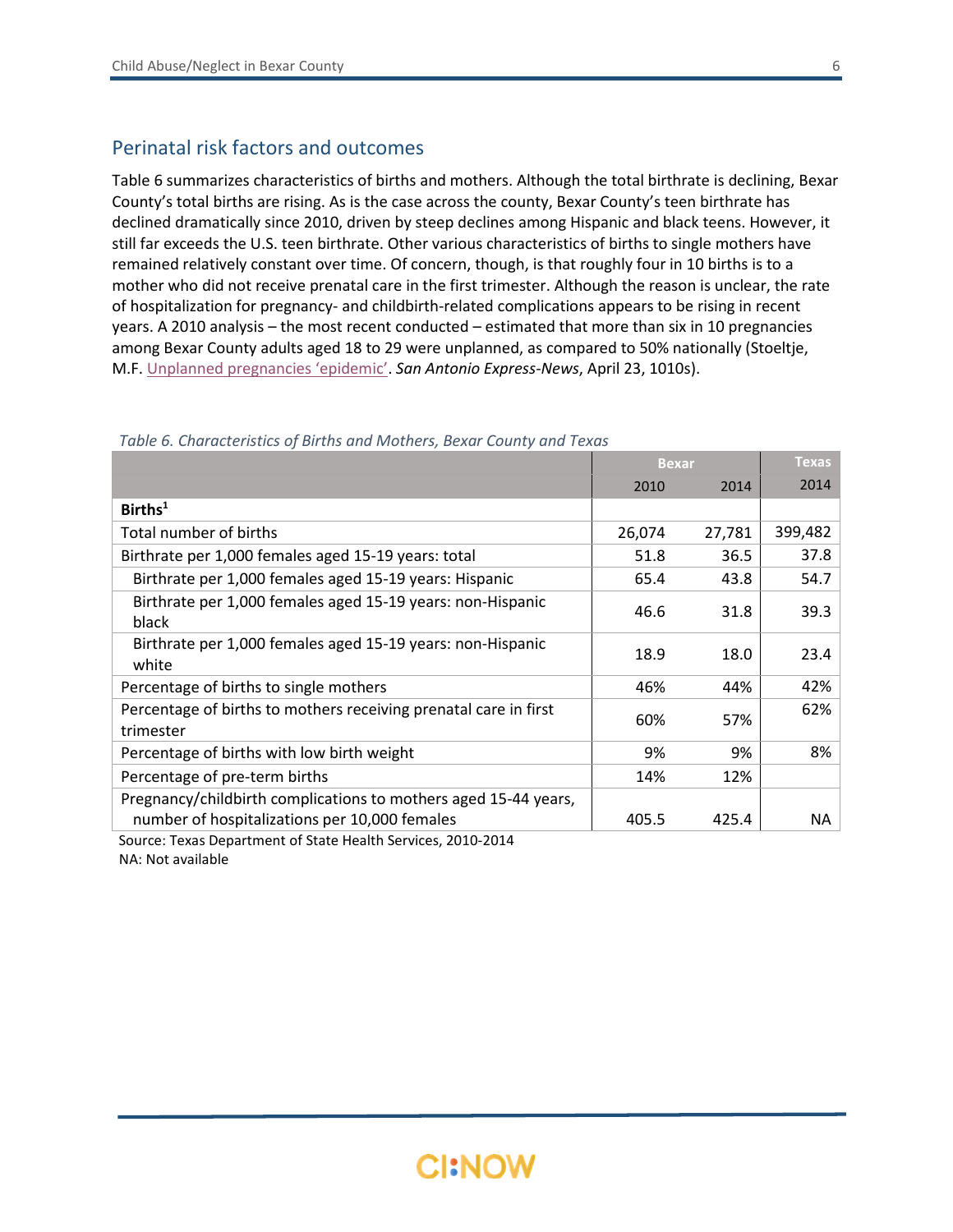## Perinatal risk factors and outcomes

Table 6 summarizes characteristics of births and mothers. Although the total birthrate is declining, Bexar County's total births are rising. As is the case across the county, Bexar County's teen birthrate has declined dramatically since 2010, driven by steep declines among Hispanic and black teens. However, it still far exceeds the U.S. teen birthrate. Other various characteristics of births to single mothers have remained relatively constant over time. Of concern, though, is that roughly four in 10 births is to a mother who did not receive prenatal care in the first trimester. Although the reason is unclear, the rate of hospitalization for pregnancy- and childbirth-related complications appears to be rising in recent years. A 2010 analysis – the most recent conducted – estimated that more than six in 10 pregnancies among Bexar County adults aged 18 to 29 were unplanned, as compared to 50% nationally (Stoeltje, M.F. Unplanned pregnancies 'epidemic'. *San Antonio Express-News*, April 23, 1010s).

*Table 6. Characteristics of Births and Mothers, Bexar County and Texas*

| | Bexar | | Texas |
|---|---|---|---|
| | 2010 | 2014 | 2014 |
| **Births[1]** | | | |
| Total number of births | 26,074 | 27,781 | 399,482 |
| Birthrate per 1,000 females aged 15-19 years: total | 51.8 | 36.5 | 37.8 |
| Birthrate per 1,000 females aged 15-19 years: Hispanic | 65.4 | 43.8 | 54.7 |
| Birthrate per 1,000 females aged 15-19 years: non-Hispanic black | 46.6 | 31.8 | 39.3 |
| Birthrate per 1,000 females aged 15-19 years: non-Hispanic white | 18.9 | 18.0 | 23.4 |
| Percentage of births to single mothers | 46% | 44% | 42% |
| Percentage of births to mothers receiving prenatal care in first trimester | 60% | 57% | 62% |
| Percentage of births with low birth weight | 9% | 9% | 8% |
| Percentage of pre-term births | 14% | 12% | |
| Pregnancy/childbirth complications to mothers aged 15-44 years, number of hospitalizations per 10,000 females | 405.5 | 425.4 | NA |

Source: Texas Department of State Health Services, 2010-2014
NA: Not available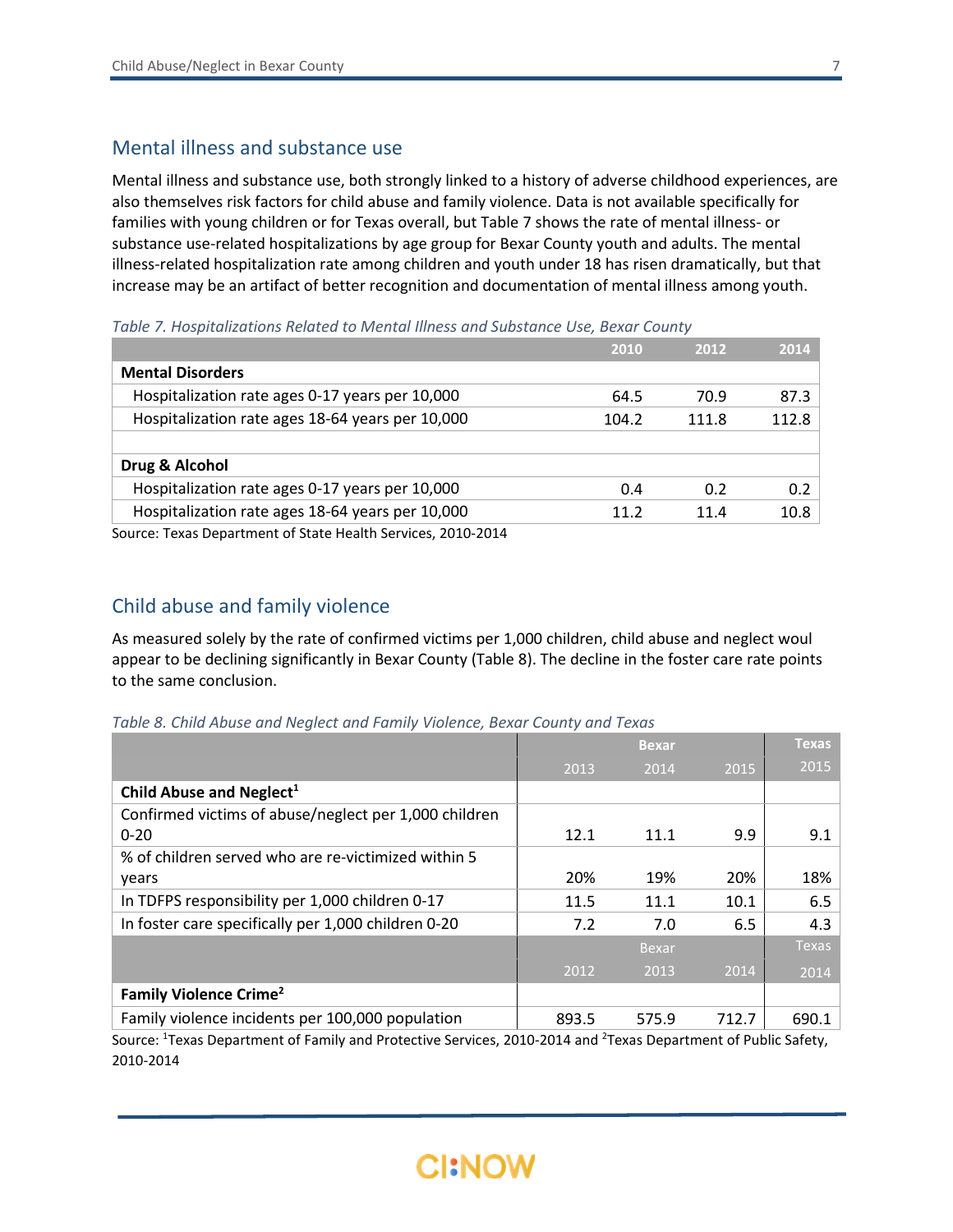## Mental illness and substance use

Mental illness and substance use, both strongly linked to a history of adverse childhood experiences, are also themselves risk factors for child abuse and family violence. Data is not available specifically for families with young children or for Texas overall, but Table 7 shows the rate of mental illness- or substance use-related hospitalizations by age group for Bexar County youth and adults. The mental illness-related hospitalization rate among children and youth under 18 has risen dramatically, but that increase may be an artifact of better recognition and documentation of mental illness among youth.

*Table 7. Hospitalizations Related to Mental Illness and Substance Use, Bexar County*

| | 2010 | 2012 | 2014 |
|---|---|---|---|
| **Mental Disorders** | | | |
| Hospitalization rate ages 0-17 years per 10,000 | 64.5 | 70.9 | 87.3 |
| Hospitalization rate ages 18-64 years per 10,000 | 104.2 | 111.8 | 112.8 |
| | | | |
| **Drug & Alcohol** | | | |
| Hospitalization rate ages 0-17 years per 10,000 | 0.4 | 0.2 | 0.2 |
| Hospitalization rate ages 18-64 years per 10,000 | 11.2 | 11.4 | 10.8 |

Source: Texas Department of State Health Services, 2010-2014

## Child abuse and family violence

As measured solely by the rate of confirmed victims per 1,000 children, child abuse and neglect woul appear to be declining significantly in Bexar County (Table 8). The decline in the foster care rate points to the same conclusion.

*Table 8. Child Abuse and Neglect and Family Violence, Bexar County and Texas*

| | | Bexar | | Texas |
|---|---|---|---|---|
| | 2013 | 2014 | 2015 | 2015 |
| **Child Abuse and Neglect[1]** | | | | |
| Confirmed victims of abuse/neglect per 1,000 children 0-20 | 12.1 | 11.1 | 9.9 | 9.1 |
| % of children served who are re-victimized within 5 years | 20% | 19% | 20% | 18% |
| In TDFPS responsibility per 1,000 children 0-17 | 11.5 | 11.1 | 10.1 | 6.5 |
| In foster care specifically per 1,000 children 0-20 | 7.2 | 7.0 | 6.5 | 4.3 |
| | | Bexar | | Texas |
| | 2012 | 2013 | 2014 | 2014 |
| **Family Violence Crime[2]** | | | | |
| Family violence incidents per 100,000 population | 893.5 | 575.9 | 712.7 | 690.1 |

Source: [1]Texas Department of Family and Protective Services, 2010-2014 and [2]Texas Department of Public Safety, 2010-2014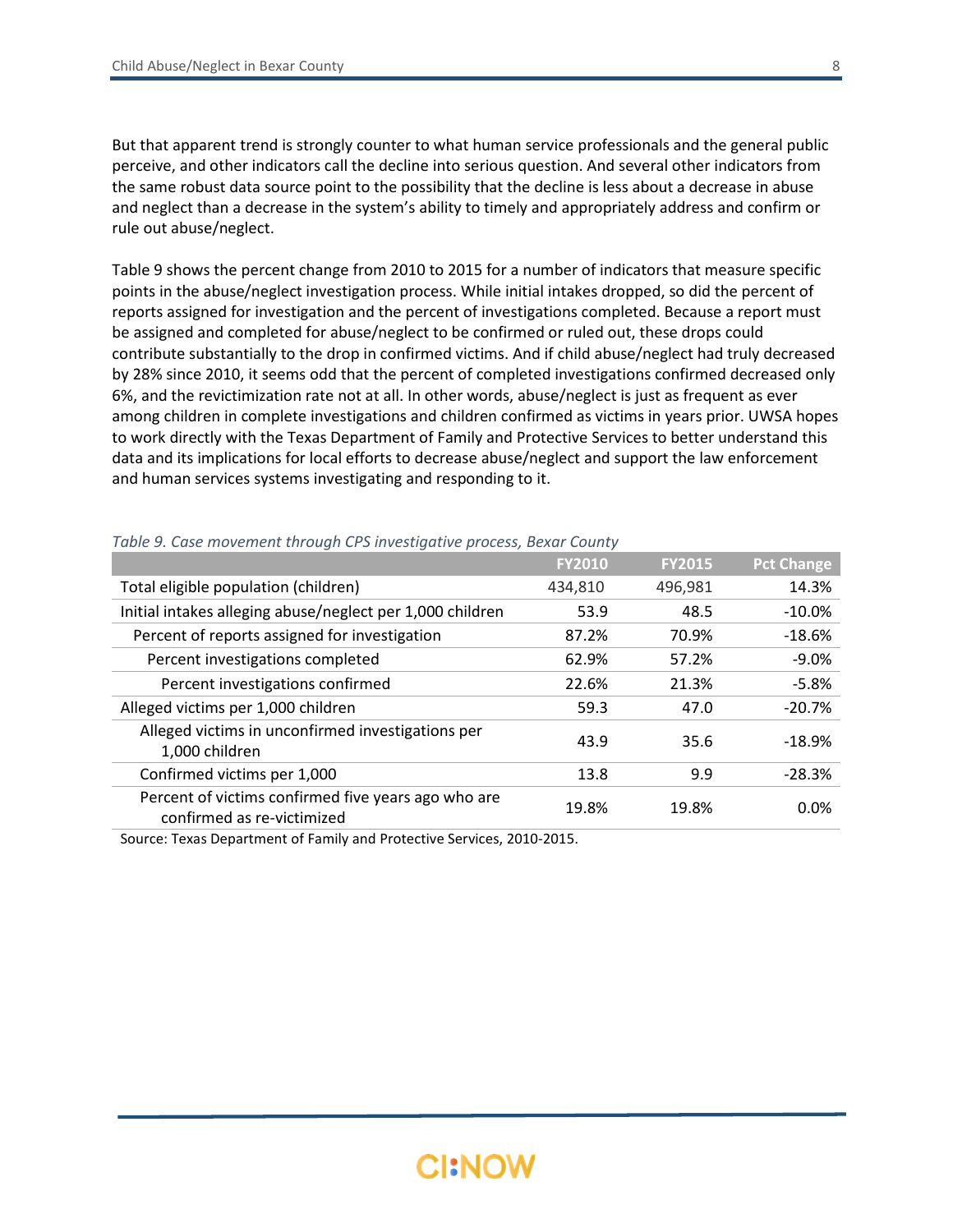But that apparent trend is strongly counter to what human service professionals and the general public perceive, and other indicators call the decline into serious question. And several other indicators from the same robust data source point to the possibility that the decline is less about a decrease in abuse and neglect than a decrease in the system's ability to timely and appropriately address and confirm or rule out abuse/neglect.

Table 9 shows the percent change from 2010 to 2015 for a number of indicators that measure specific points in the abuse/neglect investigation process. While initial intakes dropped, so did the percent of reports assigned for investigation and the percent of investigations completed. Because a report must be assigned and completed for abuse/neglect to be confirmed or ruled out, these drops could contribute substantially to the drop in confirmed victims. And if child abuse/neglect had truly decreased by 28% since 2010, it seems odd that the percent of completed investigations confirmed decreased only 6%, and the revictimization rate not at all. In other words, abuse/neglect is just as frequent as ever among children in complete investigations and children confirmed as victims in years prior. UWSA hopes to work directly with the Texas Department of Family and Protective Services to better understand this data and its implications for local efforts to decrease abuse/neglect and support the law enforcement and human services systems investigating and responding to it.

*Table 9. Case movement through CPS investigative process, Bexar County*

| | FY2010 | FY2015 | Pct Change |
|---|---|---|---|
| Total eligible population (children) | 434,810 | 496,981 | 14.3% |
| Initial intakes alleging abuse/neglect per 1,000 children | 53.9 | 48.5 | -10.0% |
| Percent of reports assigned for investigation | 87.2% | 70.9% | -18.6% |
| Percent investigations completed | 62.9% | 57.2% | -9.0% |
| Percent investigations confirmed | 22.6% | 21.3% | -5.8% |
| Alleged victims per 1,000 children | 59.3 | 47.0 | -20.7% |
| Alleged victims in unconfirmed investigations per 1,000 children | 43.9 | 35.6 | -18.9% |
| Confirmed victims per 1,000 | 13.8 | 9.9 | -28.3% |
| Percent of victims confirmed five years ago who are confirmed as re-victimized | 19.8% | 19.8% | 0.0% |

Source: Texas Department of Family and Protective Services, 2010-2015.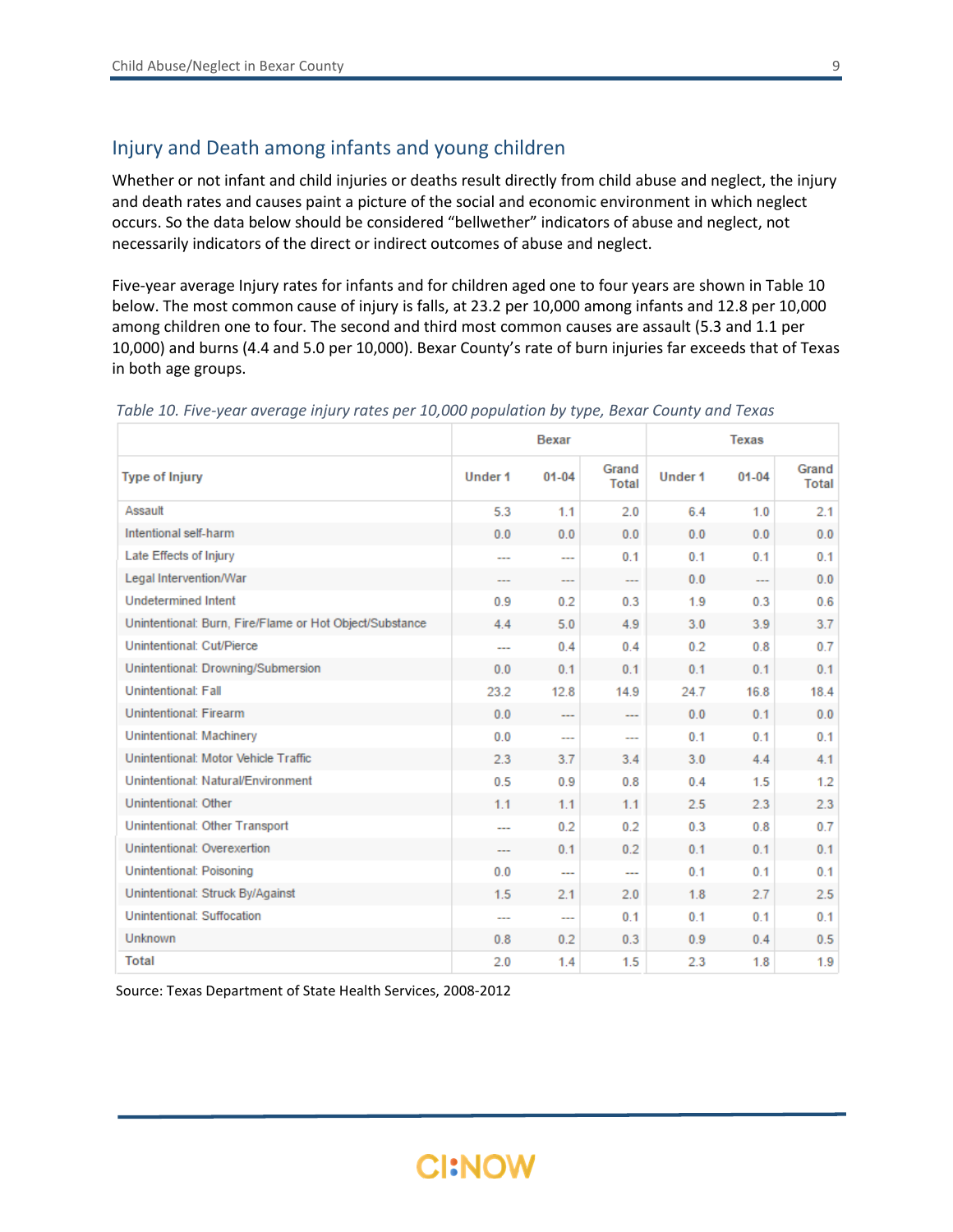## Injury and Death among infants and young children

Whether or not infant and child injuries or deaths result directly from child abuse and neglect, the injury and death rates and causes paint a picture of the social and economic environment in which neglect occurs. So the data below should be considered "bellwether" indicators of abuse and neglect, not necessarily indicators of the direct or indirect outcomes of abuse and neglect.

Five-year average Injury rates for infants and for children aged one to four years are shown in Table 10 below. The most common cause of injury is falls, at 23.2 per 10,000 among infants and 12.8 per 10,000 among children one to four. The second and third most common causes are assault (5.3 and 1.1 per 10,000) and burns (4.4 and 5.0 per 10,000). Bexar County's rate of burn injuries far exceeds that of Texas in both age groups.

*Table 10. Five-year average injury rates per 10,000 population by type, Bexar County and Texas*

| | Bexar | | | Texas | | |
|---|---|---|---|---|---|---|
| **Type of Injury** | **Under 1** | **01-04** | **Grand Total** | **Under 1** | **01-04** | **Grand Total** |
| Assault | 5.3 | 1.1 | 2.0 | 6.4 | 1.0 | 2.1 |
| Intentional self-harm | 0.0 | 0.0 | 0.0 | 0.0 | 0.0 | 0.0 |
| Late Effects of Injury | --- | --- | 0.1 | 0.1 | 0.1 | 0.1 |
| Legal Intervention/War | --- | --- | --- | 0.0 | --- | 0.0 |
| Undetermined Intent | 0.9 | 0.2 | 0.3 | 1.9 | 0.3 | 0.6 |
| Unintentional: Burn, Fire/Flame or Hot Object/Substance | 4.4 | 5.0 | 4.9 | 3.0 | 3.9 | 3.7 |
| Unintentional: Cut/Pierce | --- | 0.4 | 0.4 | 0.2 | 0.8 | 0.7 |
| Unintentional: Drowning/Submersion | 0.0 | 0.1 | 0.1 | 0.1 | 0.1 | 0.1 |
| Unintentional: Fall | 23.2 | 12.8 | 14.9 | 24.7 | 16.8 | 18.4 |
| Unintentional: Firearm | 0.0 | --- | --- | 0.0 | 0.1 | 0.0 |
| Unintentional: Machinery | 0.0 | --- | --- | 0.1 | 0.1 | 0.1 |
| Unintentional: Motor Vehicle Traffic | 2.3 | 3.7 | 3.4 | 3.0 | 4.4 | 4.1 |
| Unintentional: Natural/Environment | 0.5 | 0.9 | 0.8 | 0.4 | 1.5 | 1.2 |
| Unintentional: Other | 1.1 | 1.1 | 1.1 | 2.5 | 2.3 | 2.3 |
| Unintentional: Other Transport | --- | 0.2 | 0.2 | 0.3 | 0.8 | 0.7 |
| Unintentional: Overexertion | --- | 0.1 | 0.2 | 0.1 | 0.1 | 0.1 |
| Unintentional: Poisoning | 0.0 | --- | --- | 0.1 | 0.1 | 0.1 |
| Unintentional: Struck By/Against | 1.5 | 2.1 | 2.0 | 1.8 | 2.7 | 2.5 |
| Unintentional: Suffocation | --- | --- | 0.1 | 0.1 | 0.1 | 0.1 |
| Unknown | 0.8 | 0.2 | 0.3 | 0.9 | 0.4 | 0.5 |
| Total | 2.0 | 1.4 | 1.5 | 2.3 | 1.8 | 1.9 |

Source: Texas Department of State Health Services, 2008-2012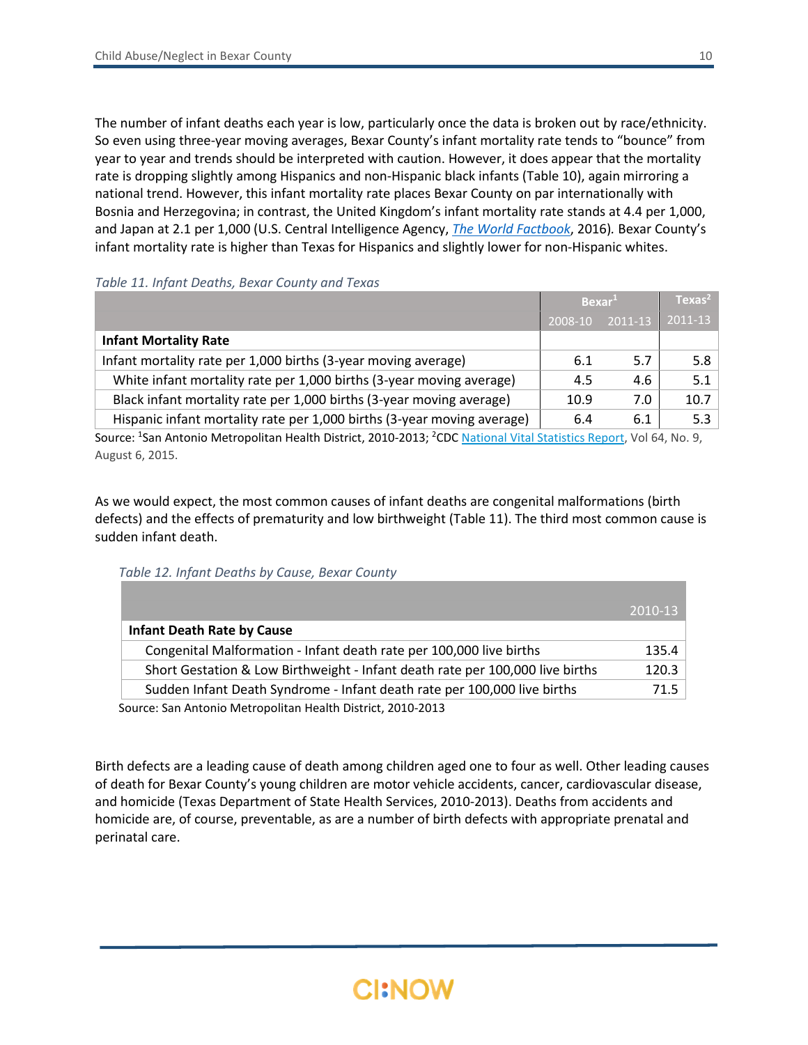The number of infant deaths each year is low, particularly once the data is broken out by race/ethnicity. So even using three-year moving averages, Bexar County's infant mortality rate tends to "bounce" from year to year and trends should be interpreted with caution. However, it does appear that the mortality rate is dropping slightly among Hispanics and non-Hispanic black infants (Table 10), again mirroring a national trend. However, this infant mortality rate places Bexar County on par internationally with Bosnia and Herzegovina; in contrast, the United Kingdom's infant mortality rate stands at 4.4 per 1,000, and Japan at 2.1 per 1,000 (U.S. Central Intelligence Agency, *The World Factbook*, 2016). Bexar County's infant mortality rate is higher than Texas for Hispanics and slightly lower for non-Hispanic whites.

*Table 11. Infant Deaths, Bexar County and Texas*

| | Bexar[1] | | Texas[2] |
|---|---|---|---|
| | 2008-10 | 2011-13 | 2011-13 |
| **Infant Mortality Rate** | | | |
| Infant mortality rate per 1,000 births (3-year moving average) | 6.1 | 5.7 | 5.8 |
| White infant mortality rate per 1,000 births (3-year moving average) | 4.5 | 4.6 | 5.1 |
| Black infant mortality rate per 1,000 births (3-year moving average) | 10.9 | 7.0 | 10.7 |
| Hispanic infant mortality rate per 1,000 births (3-year moving average) | 6.4 | 6.1 | 5.3 |

Source: [1]San Antonio Metropolitan Health District, 2010-2013; [2]CDC National Vital Statistics Report, Vol 64, No. 9, August 6, 2015.

As we would expect, the most common causes of infant deaths are congenital malformations (birth defects) and the effects of prematurity and low birthweight (Table 11). The third most common cause is sudden infant death.

*Table 12. Infant Deaths by Cause, Bexar County*

| | 2010-13 |
|---|---|
| **Infant Death Rate by Cause** | |
| Congenital Malformation - Infant death rate per 100,000 live births | 135.4 |
| Short Gestation & Low Birthweight - Infant death rate per 100,000 live births | 120.3 |
| Sudden Infant Death Syndrome - Infant death rate per 100,000 live births | 71.5 |

Source: San Antonio Metropolitan Health District, 2010-2013

Birth defects are a leading cause of death among children aged one to four as well. Other leading causes of death for Bexar County's young children are motor vehicle accidents, cancer, cardiovascular disease, and homicide (Texas Department of State Health Services, 2010-2013). Deaths from accidents and homicide are, of course, preventable, as are a number of birth defects with appropriate prenatal and perinatal care.